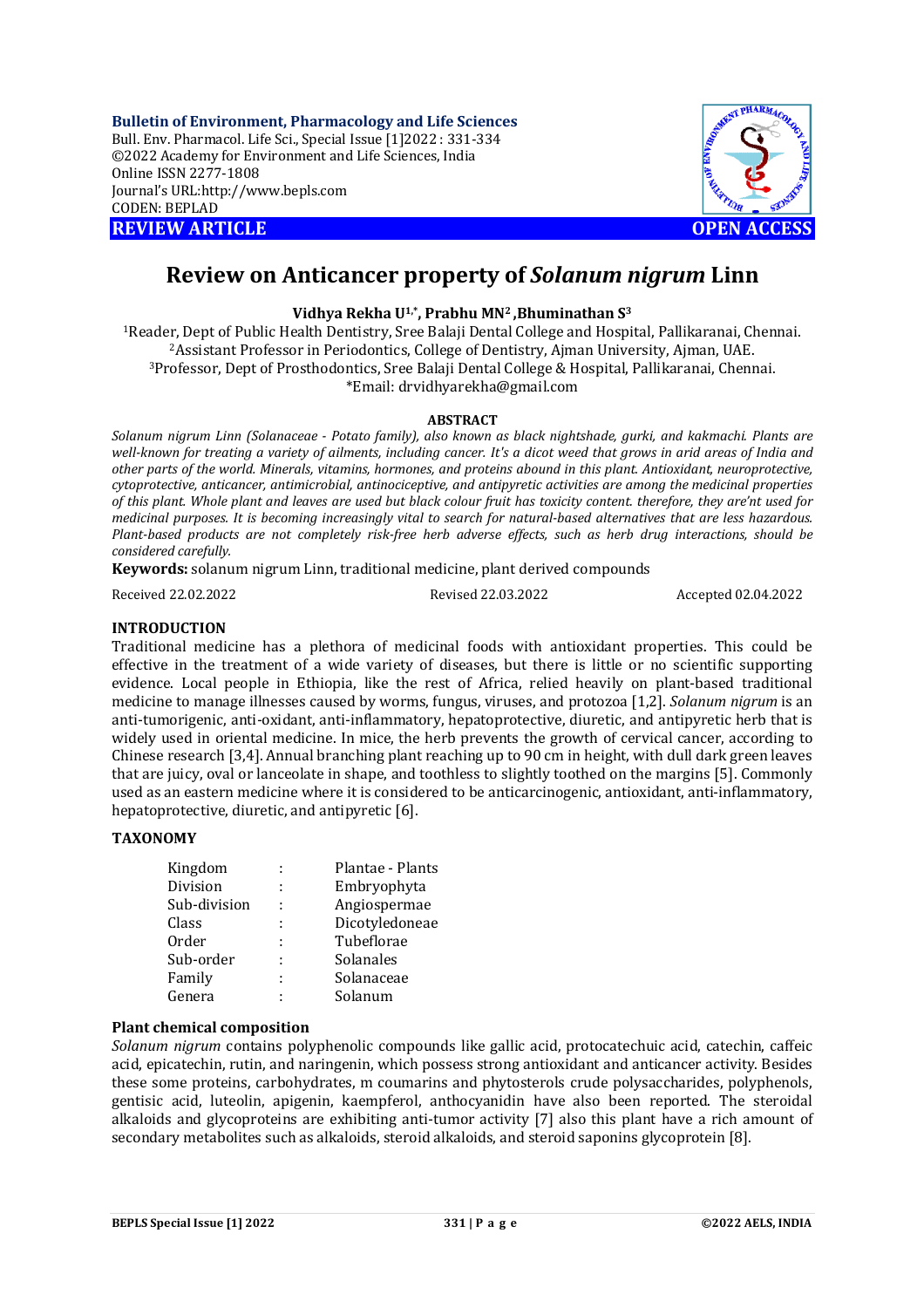Bulletin of Environment, Pharmacology and Life Sciences
Bull. Env. Pharmacol. Life Sci., Special Issue [1]2022 : 331-334
©2022 Academy for Environment and Life Sciences, India
Online ISSN 2277-1808
Journal's URL:http://www.bepls.com
CODEN: BEPLAD

**REVIEW ARTICLE** **OPEN ACCESS**

# Review on Anticancer property of *Solanum nigrum* Linn

**Vidhya Rekha U[1,*], Prabhu MN[2], Bhuminathan S[3]**

[1]Reader, Dept of Public Health Dentistry, Sree Balaji Dental College and Hospital, Pallikaranai, Chennai.
[2]Assistant Professor in Periodontics, College of Dentistry, Ajman University, Ajman, UAE.
[3]Professor, Dept of Prosthodontics, Sree Balaji Dental College & Hospital, Pallikaranai, Chennai.
*Email: drvidhyarekha@gmail.com

## ABSTRACT

*Solanum nigrum Linn (Solanaceae - Potato family), also known as black nightshade, gurki, and kakmachi. Plants are well-known for treating a variety of ailments, including cancer. It's a dicot weed that grows in arid areas of India and other parts of the world. Minerals, vitamins, hormones, and proteins abound in this plant. Antioxidant, neuroprotective, cytoprotective, anticancer, antimicrobial, antinociceptive, and antipyretic activities are among the medicinal properties of this plant. Whole plant and leaves are used but black colour fruit has toxicity content. therefore, they are'nt used for medicinal purposes. It is becoming increasingly vital to search for natural-based alternatives that are less hazardous. Plant-based products are not completely risk-free herb adverse effects, such as herb drug interactions, should be considered carefully.*

**Keywords:** solanum nigrum Linn, traditional medicine, plant derived compounds

Received 22.02.2022 Revised 22.03.2022 Accepted 02.04.2022

## INTRODUCTION

Traditional medicine has a plethora of medicinal foods with antioxidant properties. This could be effective in the treatment of a wide variety of diseases, but there is little or no scientific supporting evidence. Local people in Ethiopia, like the rest of Africa, relied heavily on plant-based traditional medicine to manage illnesses caused by worms, fungus, viruses, and protozoa [1,2]. *Solanum nigrum* is an anti-tumorigenic, anti-oxidant, anti-inflammatory, hepatoprotective, diuretic, and antipyretic herb that is widely used in oriental medicine. In mice, the herb prevents the growth of cervical cancer, according to Chinese research [3,4]. Annual branching plant reaching up to 90 cm in height, with dull dark green leaves that are juicy, oval or lanceolate in shape, and toothless to slightly toothed on the margins [5]. Commonly used as an eastern medicine where it is considered to be anticarcinogenic, antioxidant, anti-inflammatory, hepatoprotective, diuretic, and antipyretic [6].

## TAXONOMY

| | | |
|---|---|---|
| Kingdom | : | Plantae - Plants |
| Division | : | Embryophyta |
| Sub-division | : | Angiospermae |
| Class | : | Dicotyledoneae |
| Order | : | Tubeflorae |
| Sub-order | : | Solanales |
| Family | : | Solanaceae |
| Genera | : | Solanum |

### Plant chemical composition

*Solanum nigrum* contains polyphenolic compounds like gallic acid, protocatechuic acid, catechin, caffeic acid, epicatechin, rutin, and naringenin, which possess strong antioxidant and anticancer activity. Besides these some proteins, carbohydrates, m coumarins and phytosterols crude polysaccharides, polyphenols, gentisic acid, luteolin, apigenin, kaempferol, anthocyanidin have also been reported. The steroidal alkaloids and glycoproteins are exhibiting anti-tumor activity [7] also this plant have a rich amount of secondary metabolites such as alkaloids, steroid alkaloids, and steroid saponins glycoprotein [8].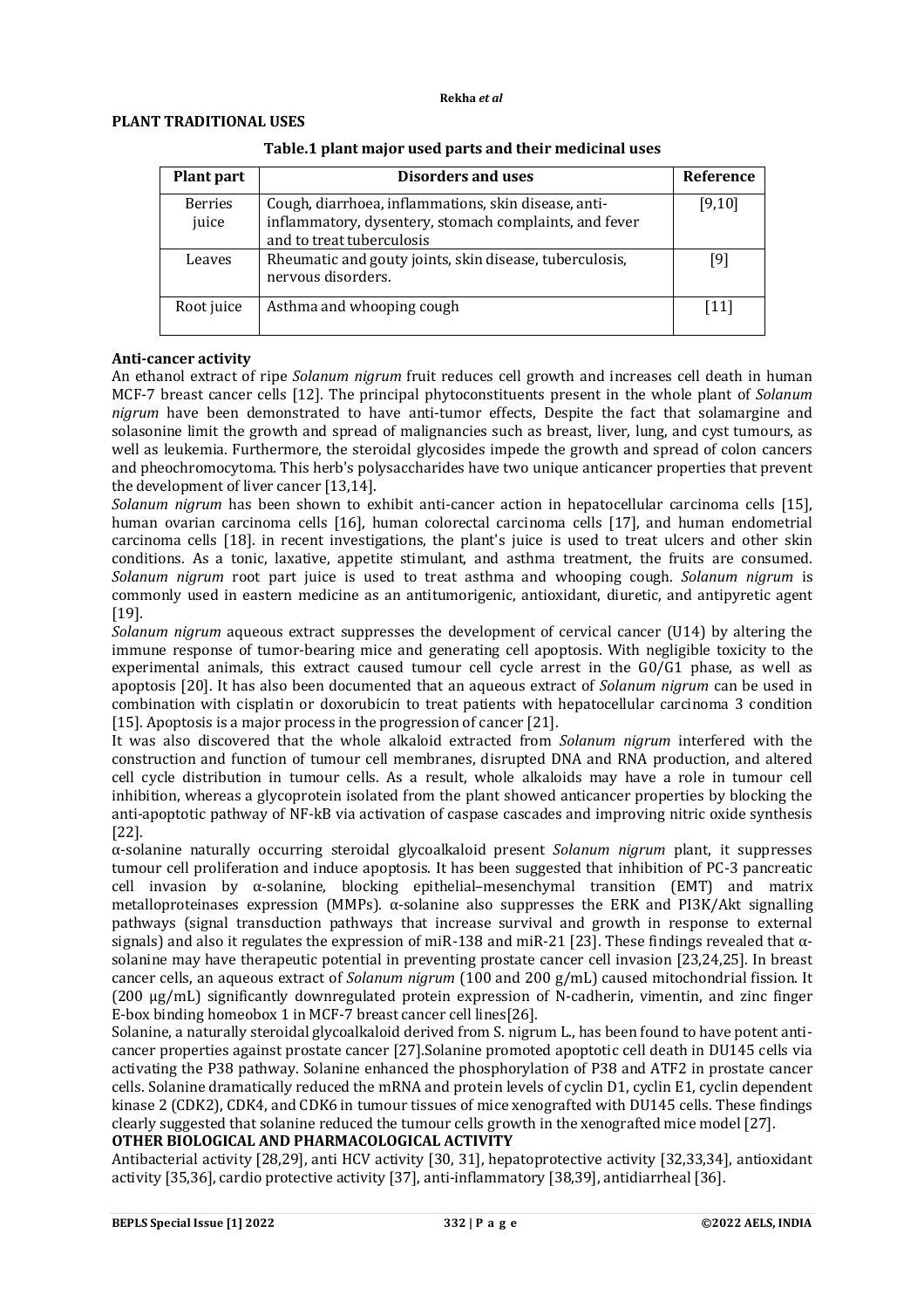## PLANT TRADITIONAL USES

**Table.1 plant major used parts and their medicinal uses**

| Plant part | Disorders and uses | Reference |
|---|---|---|
| Berries juice | Cough, diarrhoea, inflammations, skin disease, anti-inflammatory, dysentery, stomach complaints, and fever and to treat tuberculosis | [9,10] |
| Leaves | Rheumatic and gouty joints, skin disease, tuberculosis, nervous disorders. | [9] |
| Root juice | Asthma and whooping cough | [11] |

### Anti-cancer activity

An ethanol extract of ripe *Solanum nigrum* fruit reduces cell growth and increases cell death in human MCF-7 breast cancer cells [12]. The principal phytoconstituents present in the whole plant of *Solanum nigrum* have been demonstrated to have anti-tumor effects, Despite the fact that solamargine and solasonine limit the growth and spread of malignancies such as breast, liver, lung, and cyst tumours, as well as leukemia. Furthermore, the steroidal glycosides impede the growth and spread of colon cancers and pheochromocytoma. This herb's polysaccharides have two unique anticancer properties that prevent the development of liver cancer [13,14].

*Solanum nigrum* has been shown to exhibit anti-cancer action in hepatocellular carcinoma cells [15], human ovarian carcinoma cells [16], human colorectal carcinoma cells [17], and human endometrial carcinoma cells [18]. in recent investigations, the plant's juice is used to treat ulcers and other skin conditions. As a tonic, laxative, appetite stimulant, and asthma treatment, the fruits are consumed. *Solanum nigrum* root part juice is used to treat asthma and whooping cough. *Solanum nigrum* is commonly used in eastern medicine as an antitumorigenic, antioxidant, diuretic, and antipyretic agent [19].

*Solanum nigrum* aqueous extract suppresses the development of cervical cancer (U14) by altering the immune response of tumor-bearing mice and generating cell apoptosis. With negligible toxicity to the experimental animals, this extract caused tumour cell cycle arrest in the G0/G1 phase, as well as apoptosis [20]. It has also been documented that an aqueous extract of *Solanum nigrum* can be used in combination with cisplatin or doxorubicin to treat patients with hepatocellular carcinoma 3 condition [15]. Apoptosis is a major process in the progression of cancer [21].

It was also discovered that the whole alkaloid extracted from *Solanum nigrum* interfered with the construction and function of tumour cell membranes, disrupted DNA and RNA production, and altered cell cycle distribution in tumour cells. As a result, whole alkaloids may have a role in tumour cell inhibition, whereas a glycoprotein isolated from the plant showed anticancer properties by blocking the anti-apoptotic pathway of NF-kB via activation of caspase cascades and improving nitric oxide synthesis [22].

α-solanine naturally occurring steroidal glycoalkaloid present *Solanum nigrum* plant, it suppresses tumour cell proliferation and induce apoptosis. It has been suggested that inhibition of PC-3 pancreatic cell invasion by α-solanine, blocking epithelial–mesenchymal transition (EMT) and matrix metalloproteinases expression (MMPs). α-solanine also suppresses the ERK and PI3K/Akt signalling pathways (signal transduction pathways that increase survival and growth in response to external signals) and also it regulates the expression of miR-138 and miR-21 [23]. These findings revealed that α-solanine may have therapeutic potential in preventing prostate cancer cell invasion [23,24,25]. In breast cancer cells, an aqueous extract of *Solanum nigrum* (100 and 200 g/mL) caused mitochondrial fission. It (200 μg/mL) significantly downregulated protein expression of N-cadherin, vimentin, and zinc finger E-box binding homeobox 1 in MCF-7 breast cancer cell lines[26].

Solanine, a naturally steroidal glycoalkaloid derived from S. nigrum L., has been found to have potent anti-cancer properties against prostate cancer [27].Solanine promoted apoptotic cell death in DU145 cells via activating the P38 pathway. Solanine enhanced the phosphorylation of P38 and ATF2 in prostate cancer cells. Solanine dramatically reduced the mRNA and protein levels of cyclin D1, cyclin E1, cyclin dependent kinase 2 (CDK2), CDK4, and CDK6 in tumour tissues of mice xenografted with DU145 cells. These findings clearly suggested that solanine reduced the tumour cells growth in the xenografted mice model [27].

## OTHER BIOLOGICAL AND PHARMACOLOGICAL ACTIVITY

Antibacterial activity [28,29], anti HCV activity [30, 31], hepatoprotective activity [32,33,34], antioxidant activity [35,36], cardio protective activity [37], anti-inflammatory [38,39], antidiarrheal [36].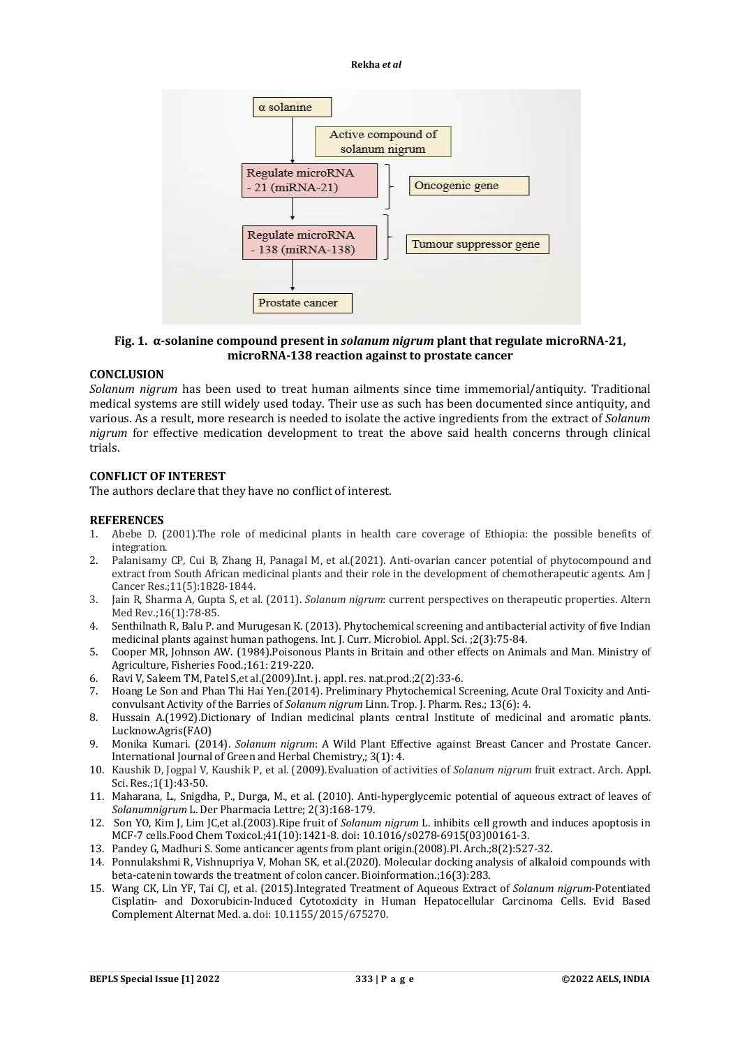**Fig. 1. α-solanine compound present in *solanum nigrum* plant that regulate microRNA-21, microRNA-138 reaction against to prostate cancer**

## CONCLUSION

*Solanum nigrum* has been used to treat human ailments since time immemorial/antiquity. Traditional medical systems are still widely used today. Their use as such has been documented since antiquity, and various. As a result, more research is needed to isolate the active ingredients from the extract of *Solanum nigrum* for effective medication development to treat the above said health concerns through clinical trials.

## CONFLICT OF INTEREST

The authors declare that they have no conflict of interest.

## REFERENCES

1. Abebe D. (2001).The role of medicinal plants in health care coverage of Ethiopia: the possible benefits of integration.
2. Palanisamy CP, Cui B, Zhang H, Panagal M, et al.(2021). Anti-ovarian cancer potential of phytocompound and extract from South African medicinal plants and their role in the development of chemotherapeutic agents. Am J Cancer Res.;11(5):1828-1844.
3. Jain R, Sharma A, Gupta S, et al. (2011). *Solanum nigrum*: current perspectives on therapeutic properties. Altern Med Rev.;16(1):78-85.
4. Senthilnath R, Balu P. and Murugesan K. (2013). Phytochemical screening and antibacterial activity of five Indian medicinal plants against human pathogens. Int. J. Curr. Microbiol. Appl. Sci. ;2(3):75-84.
5. Cooper MR, Johnson AW. (1984).Poisonous Plants in Britain and other effects on Animals and Man. Ministry of Agriculture, Fisheries Food.;161: 219-220.
6. Ravi V, Saleem TM, Patel S,et al.(2009).Int. j. appl. res. nat.prod.;2(2):33-6.
7. Hoang Le Son and Phan Thi Hai Yen.(2014). Preliminary Phytochemical Screening, Acute Oral Toxicity and Anti-convulsant Activity of the Barries of *Solanum nigrum* Linn. Trop. J. Pharm. Res.; 13(6): 4.
8. Hussain A.(1992).Dictionary of Indian medicinal plants central Institute of medicinal and aromatic plants. Lucknow.Agris(FAO)
9. Monika Kumari. (2014). *Solanum nigrum*: A Wild Plant Effective against Breast Cancer and Prostate Cancer. International Journal of Green and Herbal Chemistry,; 3(1): 4.
10. Kaushik D, Jogpal V, Kaushik P, et al. (2009).Evaluation of activities of *Solanum nigrum* fruit extract. Arch. Appl. Sci. Res.;1(1):43-50.
11. Maharana, L., Snigdha, P., Durga, M., et al. (2010). Anti-hyperglycemic potential of aqueous extract of leaves of *Solanumnigrum* L. Der Pharmacia Lettre; 2(3):168-179.
12. Son YO, Kim J, Lim JC,et al.(2003).Ripe fruit of *Solanum nigrum* L. inhibits cell growth and induces apoptosis in MCF-7 cells.Food Chem Toxicol.;41(10):1421-8. doi: 10.1016/s0278-6915(03)00161-3.
13. Pandey G, Madhuri S. Some anticancer agents from plant origin.(2008).Pl. Arch.;8(2):527-32.
14. Ponnulakshmi R, Vishnupriya V, Mohan SK, et al.(2020). Molecular docking analysis of alkaloid compounds with beta-catenin towards the treatment of colon cancer. Bioinformation.;16(3):283.
15. Wang CK, Lin YF, Tai CJ, et al. (2015).Integrated Treatment of Aqueous Extract of *Solanum nigrum*-Potentiated Cisplatin- and Doxorubicin-Induced Cytotoxicity in Human Hepatocellular Carcinoma Cells. Evid Based Complement Alternat Med. a. doi: 10.1155/2015/675270.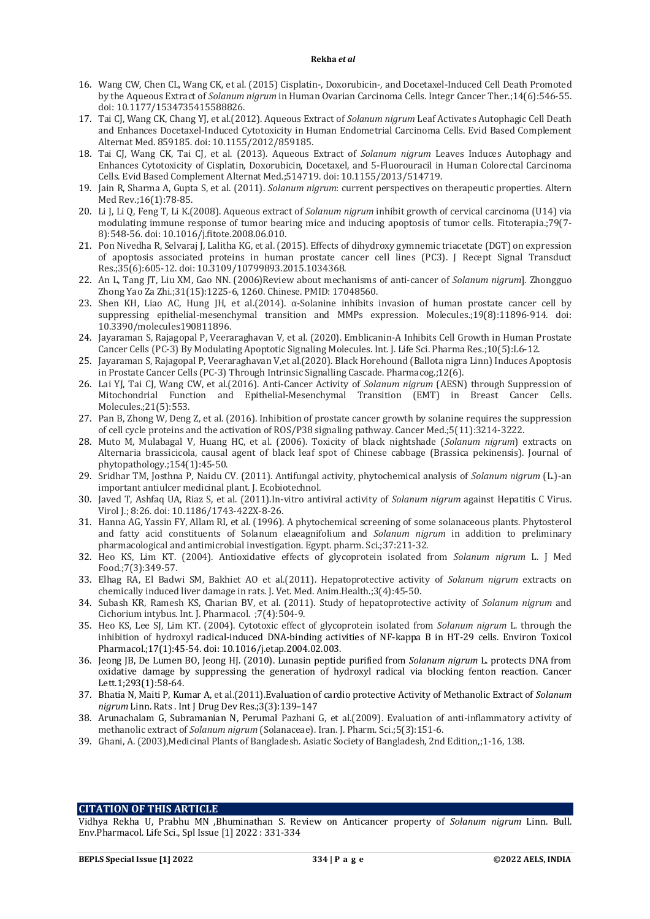16. Wang CW, Chen CL, Wang CK, et al. (2015) Cisplatin-, Doxorubicin-, and Docetaxel-Induced Cell Death Promoted by the Aqueous Extract of *Solanum nigrum* in Human Ovarian Carcinoma Cells. Integr Cancer Ther.;14(6):546-55. doi: 10.1177/1534735415588826.
17. Tai CJ, Wang CK, Chang YJ, et al.(2012). Aqueous Extract of *Solanum nigrum* Leaf Activates Autophagic Cell Death and Enhances Docetaxel-Induced Cytotoxicity in Human Endometrial Carcinoma Cells. Evid Based Complement Alternat Med. 859185. doi: 10.1155/2012/859185.
18. Tai CJ, Wang CK, Tai CJ, et al. (2013). Aqueous Extract of *Solanum nigrum* Leaves Induces Autophagy and Enhances Cytotoxicity of Cisplatin, Doxorubicin, Docetaxel, and 5-Fluorouracil in Human Colorectal Carcinoma Cells. Evid Based Complement Alternat Med.;514719. doi: 10.1155/2013/514719.
19. Jain R, Sharma A, Gupta S, et al. (2011). *Solanum nigrum*: current perspectives on therapeutic properties. Altern Med Rev.;16(1):78-85.
20. Li J, Li Q, Feng T, Li K.(2008). Aqueous extract of *Solanum nigrum* inhibit growth of cervical carcinoma (U14) via modulating immune response of tumor bearing mice and inducing apoptosis of tumor cells. Fitoterapia.;79(7-8):548-56. doi: 10.1016/j.fitote.2008.06.010.
21. Pon Nivedha R, Selvaraj J, Lalitha KG, et al. (2015). Effects of dihydroxy gymnemic triacetate (DGT) on expression of apoptosis associated proteins in human prostate cancer cell lines (PC3). J Recept Signal Transduct Res.;35(6):605-12. doi: 10.3109/10799893.2015.1034368.
22. An L, Tang JT, Liu XM, Gao NN. (2006)Review about mechanisms of anti-cancer of *Solanum nigrum*]. Zhongguo Zhong Yao Za Zhi.;31(15):1225-6, 1260. Chinese. PMID: 17048560.
23. Shen KH, Liao AC, Hung JH, et al.(2014). α-Solanine inhibits invasion of human prostate cancer cell by suppressing epithelial-mesenchymal transition and MMPs expression. Molecules.;19(8):11896-914. doi: 10.3390/molecules190811896.
24. Jayaraman S, Rajagopal P, Veeraraghavan V, et al. (2020). Emblicanin-A Inhibits Cell Growth in Human Prostate Cancer Cells (PC-3) By Modulating Apoptotic Signaling Molecules. Int. J. Life Sci. Pharma Res.;10(5):L6-12.
25. Jayaraman S, Rajagopal P, Veeraraghavan V,et al.(2020). Black Horehound (Ballota nigra Linn) Induces Apoptosis in Prostate Cancer Cells (PC-3) Through Intrinsic Signalling Cascade. Pharmacog.;12(6).
26. Lai YJ, Tai CJ, Wang CW, et al.(2016). Anti-Cancer Activity of *Solanum nigrum* (AESN) through Suppression of Mitochondrial Function and Epithelial-Mesenchymal Transition (EMT) in Breast Cancer Cells. Molecules.;21(5):553.
27. Pan B, Zhong W, Deng Z, et al. (2016). Inhibition of prostate cancer growth by solanine requires the suppression of cell cycle proteins and the activation of ROS/P38 signaling pathway. Cancer Med.;5(11):3214-3222.
28. Muto M, Mulabagal V, Huang HC, et al. (2006). Toxicity of black nightshade (*Solanum nigrum*) extracts on Alternaria brassicicola, causal agent of black leaf spot of Chinese cabbage (Brassica pekinensis). Journal of phytopathology.;154(1):45-50.
29. Sridhar TM, Josthna P, Naidu CV. (2011). Antifungal activity, phytochemical analysis of *Solanum nigrum* (L.)-an important antiulcer medicinal plant. J. Ecobiotechnol.
30. Javed T, Ashfaq UA, Riaz S, et al. (2011).In-vitro antiviral activity of *Solanum nigrum* against Hepatitis C Virus. Virol J.; 8:26. doi: 10.1186/1743-422X-8-26.
31. Hanna AG, Yassin FY, Allam RI, et al. (1996). A phytochemical screening of some solanaceous plants. Phytosterol and fatty acid constituents of Solanum elaeagnifolium and *Solanum nigrum* in addition to preliminary pharmacological and antimicrobial investigation. Egypt. pharm. Sci.;37:211-32.
32. Heo KS, Lim KT. (2004). Antioxidative effects of glycoprotein isolated from *Solanum nigrum* L. J Med Food.;7(3):349-57.
33. Elhag RA, El Badwi SM, Bakhiet AO et al.(2011). Hepatoprotective activity of *Solanum nigrum* extracts on chemically induced liver damage in rats. J. Vet. Med. Anim.Health.;3(4):45-50.
34. Subash KR, Ramesh KS, Charian BV, et al. (2011). Study of hepatoprotective activity of *Solanum nigrum* and Cichorium intybus. Int. J. Pharmacol. ;7(4):504-9.
35. Heo KS, Lee SJ, Lim KT. (2004). Cytotoxic effect of glycoprotein isolated from *Solanum nigrum* L. through the inhibition of hydroxyl radical-induced DNA-binding activities of NF-kappa B in HT-29 cells. Environ Toxicol Pharmacol.;17(1):45-54. doi: 10.1016/j.etap.2004.02.003.
36. Jeong JB, De Lumen BO, Jeong HJ. (2010). Lunasin peptide purified from *Solanum nigrum* L. protects DNA from oxidative damage by suppressing the generation of hydroxyl radical via blocking fenton reaction. Cancer Lett.1;293(1):58-64.
37. Bhatia N, Maiti P, Kumar A, et al.(2011).Evaluation of cardio protective Activity of Methanolic Extract of *Solanum nigrum* Linn. Rats . Int J Drug Dev Res.;3(3):139–147
38. Arunachalam G, Subramanian N, Perumal Pazhani G, et al.(2009). Evaluation of anti-inflammatory activity of methanolic extract of *Solanum nigrum* (Solanaceae). Iran. J. Pharm. Sci.;5(3):151-6.
39. Ghani, A. (2003),Medicinal Plants of Bangladesh. Asiatic Society of Bangladesh, 2nd Edition,;1-16, 138.

## CITATION OF THIS ARTICLE

Vidhya Rekha U, Prabhu MN ,Bhuminathan S. Review on Anticancer property of *Solanum nigrum* Linn. Bull. Env.Pharmacol. Life Sci., Spl Issue [1] 2022 : 331-334